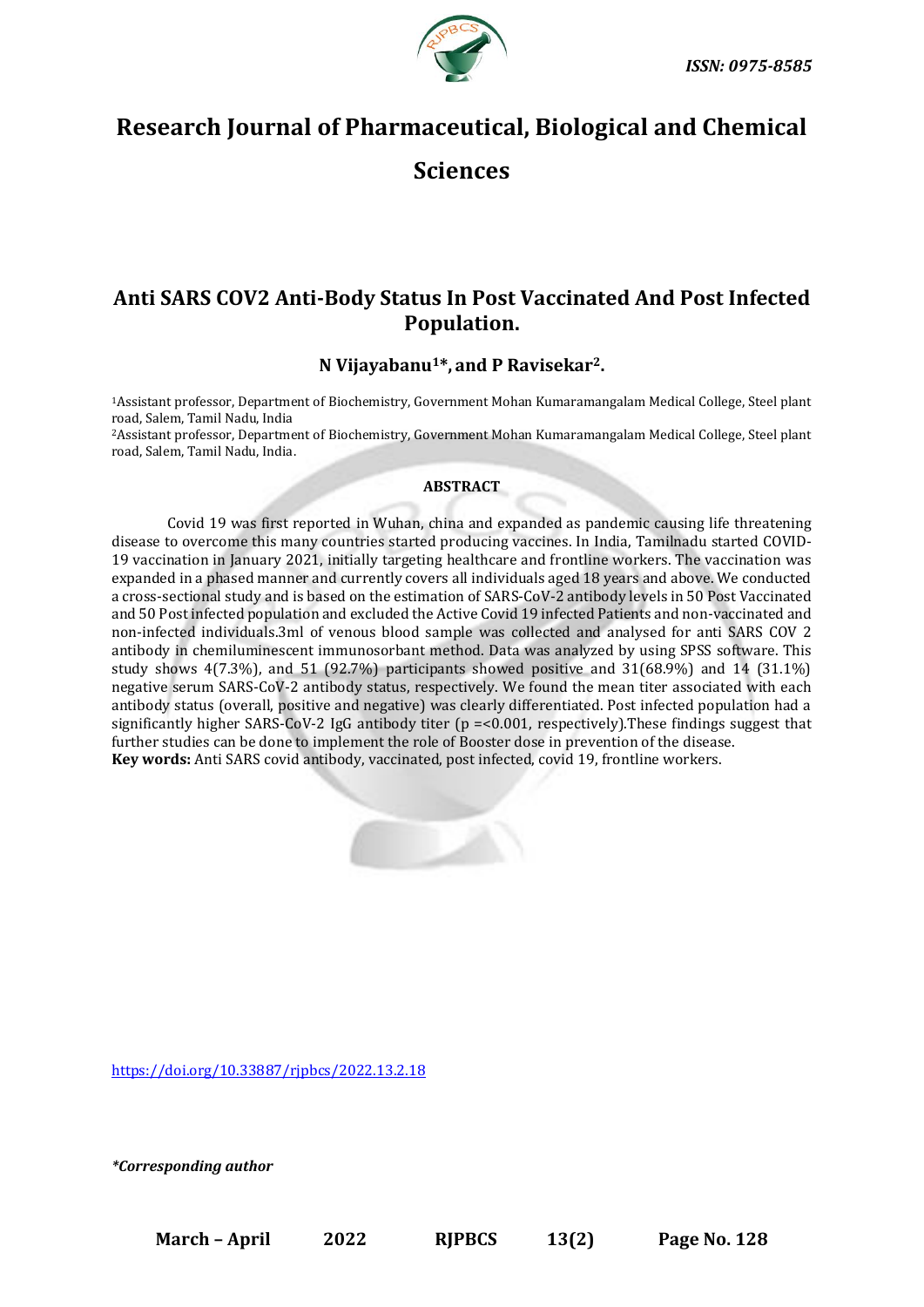# Research Journal of Pharmaceutical, Biological and Chemical Sciences

## Anti SARS COV2 Anti-Body Status In Post Vaccinated And Post Infected Population.

**N Vijayabanu[1]*, and P Ravisekar[2].**

[1]Assistant professor, Department of Biochemistry, Government Mohan Kumaramangalam Medical College, Steel plant road, Salem, Tamil Nadu, India

[2]Assistant professor, Department of Biochemistry, Government Mohan Kumaramangalam Medical College, Steel plant road, Salem, Tamil Nadu, India.

### ABSTRACT

Covid 19 was first reported in Wuhan, china and expanded as pandemic causing life threatening disease to overcome this many countries started producing vaccines. In India, Tamilnadu started COVID-19 vaccination in January 2021, initially targeting healthcare and frontline workers. The vaccination was expanded in a phased manner and currently covers all individuals aged 18 years and above. We conducted a cross-sectional study and is based on the estimation of SARS-CoV-2 antibody levels in 50 Post Vaccinated and 50 Post infected population and excluded the Active Covid 19 infected Patients and non-vaccinated and non-infected individuals.3ml of venous blood sample was collected and analysed for anti SARS COV 2 antibody in chemiluminescent immunosorbant method. Data was analyzed by using SPSS software. This study shows 4(7.3%), and 51 (92.7%) participants showed positive and 31(68.9%) and 14 (31.1%) negative serum SARS-CoV-2 antibody status, respectively. We found the mean titer associated with each antibody status (overall, positive and negative) was clearly differentiated. Post infected population had a significantly higher SARS-CoV-2 IgG antibody titer ($p =< 0.001$, respectively).These findings suggest that further studies can be done to implement the role of Booster dose in prevention of the disease.

**Key words:** Anti SARS covid antibody, vaccinated, post infected, covid 19, frontline workers.

https://doi.org/10.33887/rjpbcs/2022.13.2.18

*\*Corresponding author*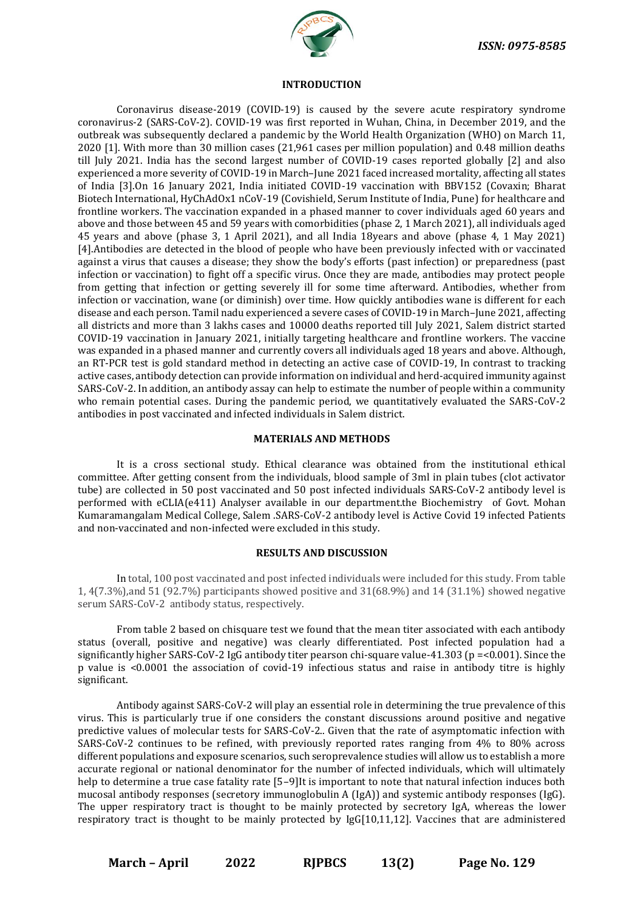## INTRODUCTION

Coronavirus disease-2019 (COVID-19) is caused by the severe acute respiratory syndrome coronavirus-2 (SARS-CoV-2). COVID-19 was first reported in Wuhan, China, in December 2019, and the outbreak was subsequently declared a pandemic by the World Health Organization (WHO) on March 11, 2020 [1]. With more than 30 million cases (21,961 cases per million population) and 0.48 million deaths till July 2021. India has the second largest number of COVID-19 cases reported globally [2] and also experienced a more severity of COVID-19 in March–June 2021 faced increased mortality, affecting all states of India [3].On 16 January 2021, India initiated COVID-19 vaccination with BBV152 (Covaxin; Bharat Biotech International, HyChAdOx1 nCoV-19 (Covishield, Serum Institute of India, Pune) for healthcare and frontline workers. The vaccination expanded in a phased manner to cover individuals aged 60 years and above and those between 45 and 59 years with comorbidities (phase 2, 1 March 2021), all individuals aged 45 years and above (phase 3, 1 April 2021), and all India 18years and above (phase 4, 1 May 2021) [4].Antibodies are detected in the blood of people who have been previously infected with or vaccinated against a virus that causes a disease; they show the body's efforts (past infection) or preparedness (past infection or vaccination) to fight off a specific virus. Once they are made, antibodies may protect people from getting that infection or getting severely ill for some time afterward. Antibodies, whether from infection or vaccination, wane (or diminish) over time. How quickly antibodies wane is different for each disease and each person. Tamil nadu experienced a severe cases of COVID-19 in March–June 2021, affecting all districts and more than 3 lakhs cases and 10000 deaths reported till July 2021, Salem district started COVID-19 vaccination in January 2021, initially targeting healthcare and frontline workers. The vaccine was expanded in a phased manner and currently covers all individuals aged 18 years and above. Although, an RT-PCR test is gold standard method in detecting an active case of COVID-19, In contrast to tracking active cases, antibody detection can provide information on individual and herd-acquired immunity against SARS-CoV-2. In addition, an antibody assay can help to estimate the number of people within a community who remain potential cases. During the pandemic period, we quantitatively evaluated the SARS-CoV-2 antibodies in post vaccinated and infected individuals in Salem district.

## MATERIALS AND METHODS

It is a cross sectional study. Ethical clearance was obtained from the institutional ethical committee. After getting consent from the individuals, blood sample of 3ml in plain tubes (clot activator tube) are collected in 50 post vaccinated and 50 post infected individuals SARS-CoV-2 antibody level is performed with eCLIA(e411) Analyser available in our department.the Biochemistry of Govt. Mohan Kumaramangalam Medical College, Salem .SARS-CoV-2 antibody level is Active Covid 19 infected Patients and non-vaccinated and non-infected were excluded in this study.

## RESULTS AND DISCUSSION

In total, 100 post vaccinated and post infected individuals were included for this study. From table 1, 4(7.3%),and 51 (92.7%) participants showed positive and 31(68.9%) and 14 (31.1%) showed negative serum SARS-CoV-2 antibody status, respectively.

From table 2 based on chisquare test we found that the mean titer associated with each antibody status (overall, positive and negative) was clearly differentiated. Post infected population had a significantly higher SARS-CoV-2 IgG antibody titer pearson chi-square value-41.303 (p =<0.001). Since the p value is <0.0001 the association of covid-19 infectious status and raise in antibody titre is highly significant.

Antibody against SARS-CoV-2 will play an essential role in determining the true prevalence of this virus. This is particularly true if one considers the constant discussions around positive and negative predictive values of molecular tests for SARS-CoV-2.. Given that the rate of asymptomatic infection with SARS-CoV-2 continues to be refined, with previously reported rates ranging from 4% to 80% across different populations and exposure scenarios, such seroprevalence studies will allow us to establish a more accurate regional or national denominator for the number of infected individuals, which will ultimately help to determine a true case fatality rate [5–9]It is important to note that natural infection induces both mucosal antibody responses (secretory immunoglobulin A (IgA)) and systemic antibody responses (IgG). The upper respiratory tract is thought to be mainly protected by secretory IgA, whereas the lower respiratory tract is thought to be mainly protected by IgG[10,11,12]. Vaccines that are administered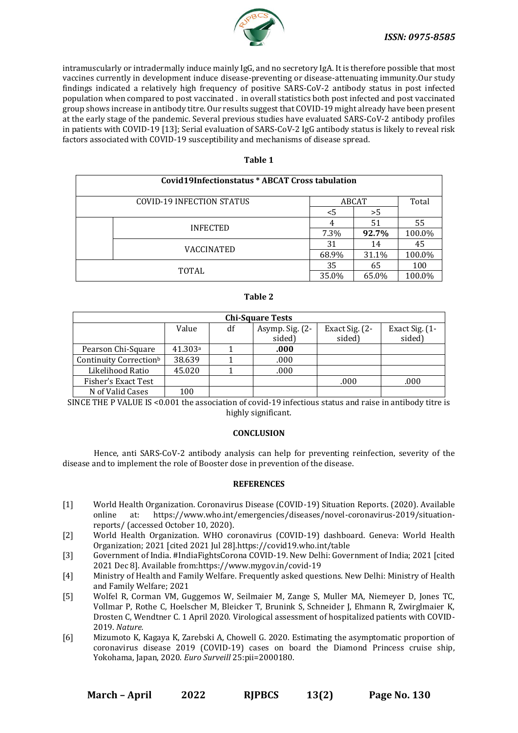intramuscularly or intradermally induce mainly IgG, and no secretory IgA. It is therefore possible that most vaccines currently in development induce disease-preventing or disease-attenuating immunity.Our study findings indicated a relatively high frequency of positive SARS-CoV-2 antibody status in post infected population when compared to post vaccinated . in overall statistics both post infected and post vaccinated group shows increase in antibody titre. Our results suggest that COVID-19 might already have been present at the early stage of the pandemic. Several previous studies have evaluated SARS-CoV-2 antibody profiles in patients with COVID-19 [13]; Serial evaluation of SARS-CoV-2 IgG antibody status is likely to reveal risk factors associated with COVID-19 susceptibility and mechanisms of disease spread.

**Table 1**

| Covid19Infectionstatus * ABCAT Cross tabulation | | | | |
|---|---|---|---|---|
| COVID-19 INFECTION STATUS | | ABCAT | | Total |
| | | <5 | >5 | |
| | INFECTED | 4 | 51 | 55 |
| | | 7.3% | **92.7%** | 100.0% |
| | VACCINATED | 31 | 14 | 45 |
| | | 68.9% | 31.1% | 100.0% |
| TOTAL | | 35 | 65 | 100 |
| | | 35.0% | 65.0% | 100.0% |

**Table 2**

| Chi-Square Tests | | | | | |
|---|---|---|---|---|---|
| | Value | df | Asymp. Sig. (2-sided) | Exact Sig. (2-sided) | Exact Sig. (1-sided) |
| Pearson Chi-Square | 41.303[a] | 1 | **.000** | | |
| Continuity Correction[b] | 38.639 | 1 | .000 | | |
| Likelihood Ratio | 45.020 | 1 | .000 | | |
| Fisher's Exact Test | | | | .000 | .000 |
| N of Valid Cases | 100 | | | | |

SINCE THE P VALUE IS <0.001 the association of covid-19 infectious status and raise in antibody titre is highly significant.

## CONCLUSION

Hence, anti SARS-CoV-2 antibody analysis can help for preventing reinfection, severity of the disease and to implement the role of Booster dose in prevention of the disease.

## REFERENCES

[1] World Health Organization. Coronavirus Disease (COVID-19) Situation Reports. (2020). Available online at: https://www.who.int/emergencies/diseases/novel-coronavirus-2019/situation-reports/ (accessed October 10, 2020).

[2] World Health Organization. WHO coronavirus (COVID-19) dashboard. Geneva: World Health Organization; 2021 [cited 2021 Jul 28].https://covid19.who.int/table

[3] Government of India. #IndiaFightsCorona COVID-19. New Delhi: Government of India; 2021 [cited 2021 Dec 8]. Available from:https://www.mygov.in/covid-19

[4] Ministry of Health and Family Welfare. Frequently asked questions. New Delhi: Ministry of Health and Family Welfare; 2021

[5] Wolfel R, Corman VM, Guggemos W, Seilmaier M, Zange S, Muller MA, Niemeyer D, Jones TC, Vollmar P, Rothe C, Hoelscher M, Bleicker T, Brunink S, Schneider J, Ehmann R, Zwirglmaier K, Drosten C, Wendtner C. 1 April 2020. Virological assessment of hospitalized patients with COVID-2019. *Nature.*

[6] Mizumoto K, Kagaya K, Zarebski A, Chowell G. 2020. Estimating the asymptomatic proportion of coronavirus disease 2019 (COVID-19) cases on board the Diamond Princess cruise ship, Yokohama, Japan, 2020. *Euro Surveill* 25:pii=2000180.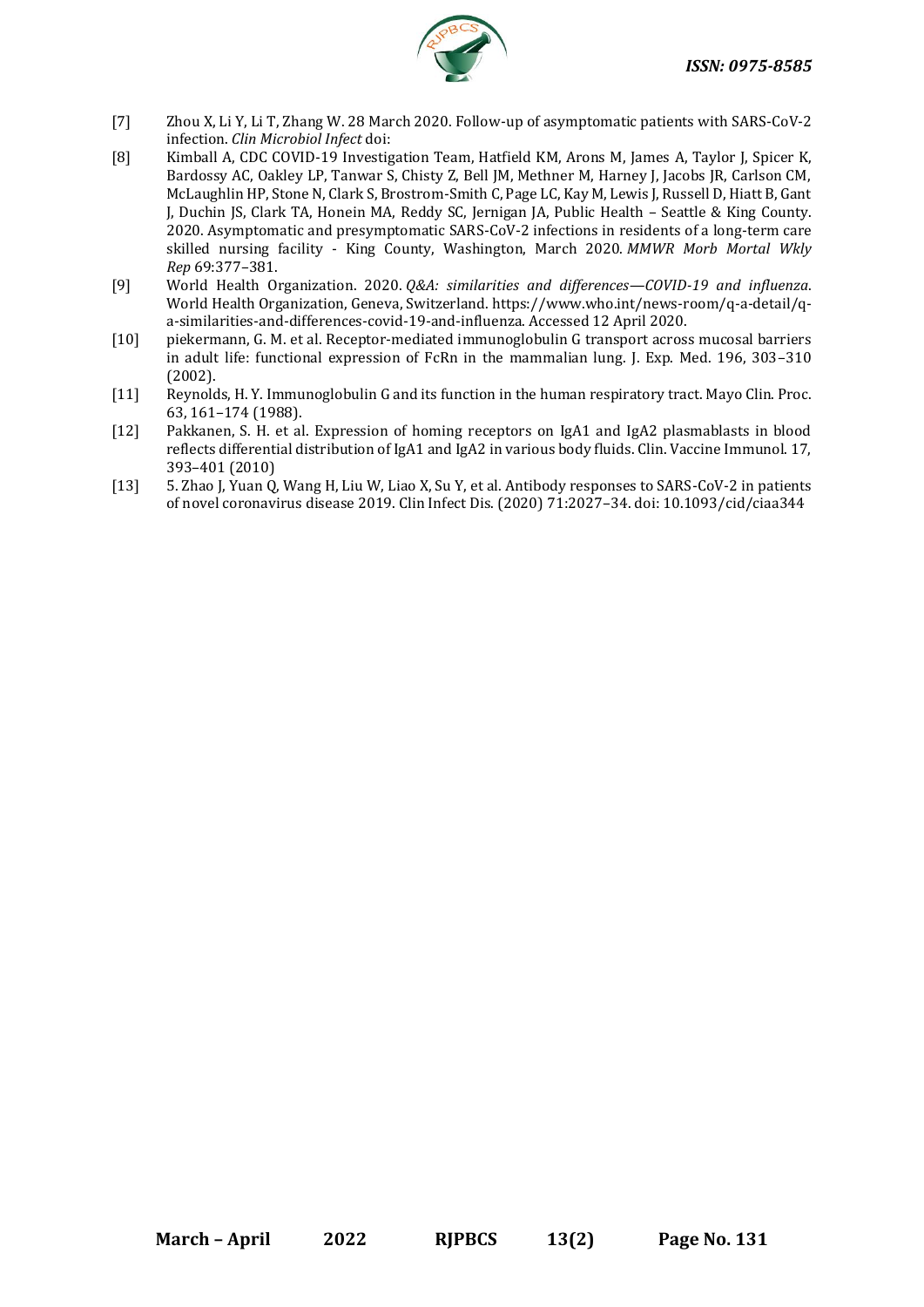[7] Zhou X, Li Y, Li T, Zhang W. 28 March 2020. Follow-up of asymptomatic patients with SARS-CoV-2 infection. *Clin Microbiol Infect* doi:

[8] Kimball A, CDC COVID-19 Investigation Team, Hatfield KM, Arons M, James A, Taylor J, Spicer K, Bardossy AC, Oakley LP, Tanwar S, Chisty Z, Bell JM, Methner M, Harney J, Jacobs JR, Carlson CM, McLaughlin HP, Stone N, Clark S, Brostrom-Smith C, Page LC, Kay M, Lewis J, Russell D, Hiatt B, Gant J, Duchin JS, Clark TA, Honein MA, Reddy SC, Jernigan JA, Public Health – Seattle & King County. 2020. Asymptomatic and presymptomatic SARS-CoV-2 infections in residents of a long-term care skilled nursing facility - King County, Washington, March 2020. *MMWR Morb Mortal Wkly Rep* 69:377–381.

[9] World Health Organization. 2020. *Q&A: similarities and differences—COVID-19 and influenza*. World Health Organization, Geneva, Switzerland. https://www.who.int/news-room/q-a-detail/q-a-similarities-and-differences-covid-19-and-influenza. Accessed 12 April 2020.

[10] piekermann, G. M. et al. Receptor-mediated immunoglobulin G transport across mucosal barriers in adult life: functional expression of FcRn in the mammalian lung. J. Exp. Med. 196, 303–310 (2002).

[11] Reynolds, H. Y. Immunoglobulin G and its function in the human respiratory tract. Mayo Clin. Proc. 63, 161–174 (1988).

[12] Pakkanen, S. H. et al. Expression of homing receptors on IgA1 and IgA2 plasmablasts in blood reflects differential distribution of IgA1 and IgA2 in various body fluids. Clin. Vaccine Immunol. 17, 393–401 (2010)

[13] 5. Zhao J, Yuan Q, Wang H, Liu W, Liao X, Su Y, et al. Antibody responses to SARS-CoV-2 in patients of novel coronavirus disease 2019. Clin Infect Dis. (2020) 71:2027–34. doi: 10.1093/cid/ciaa344